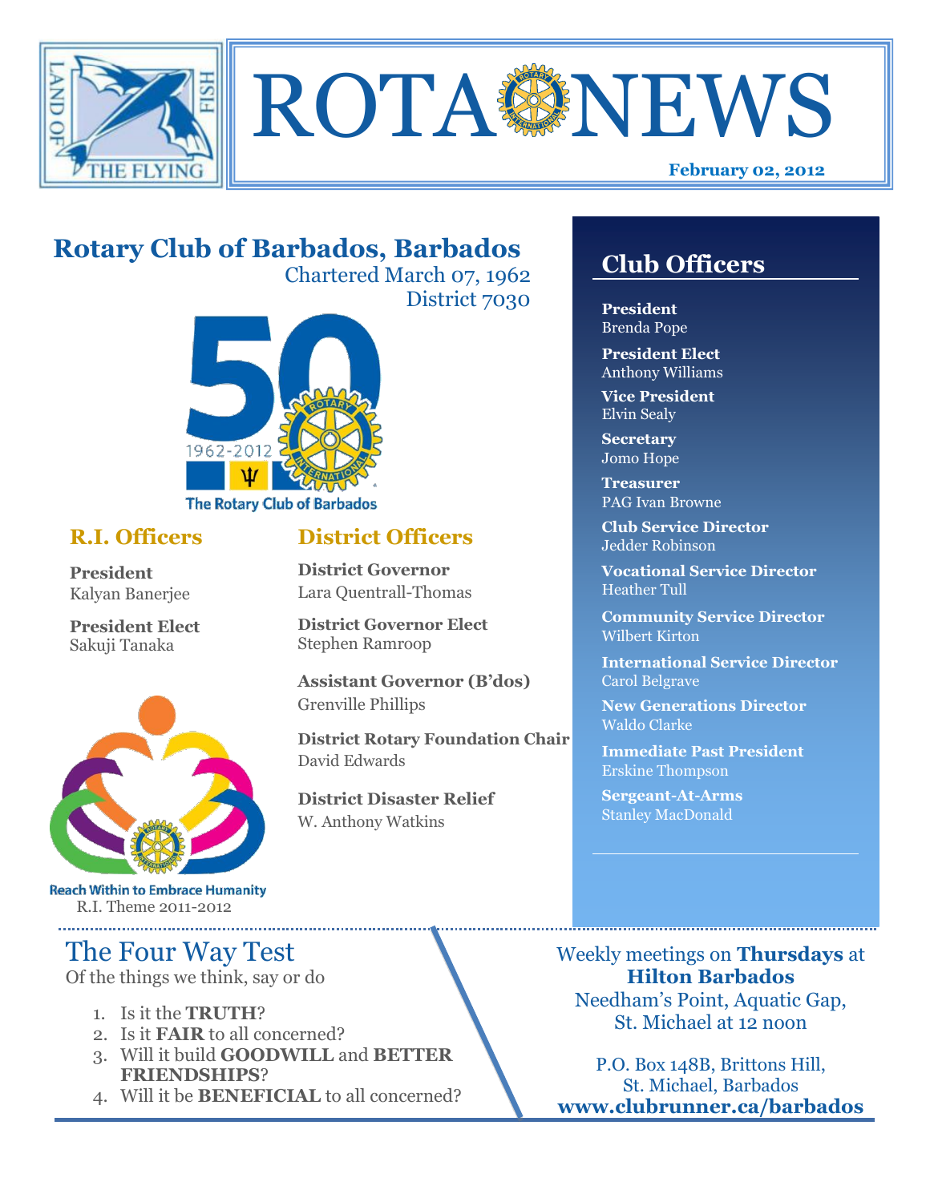# ROTA NEWS

**February 02, 2012**

## Rotary Club of Barbados, Barbados

Chartered March 07, 1962
District 7030

### R.I. Officers

**President**
Kalyan Banerjee

**President Elect**
Sakuji Tanaka

Reach Within to Embrace Humanity
R.I. Theme 2011-2012

### District Officers

**District Governor**
Lara Quentrall-Thomas

**District Governor Elect**
Stephen Ramroop

**Assistant Governor (B'dos)**
Grenville Phillips

**District Rotary Foundation Chair**
David Edwards

**District Disaster Relief**
W. Anthony Watkins

## Club Officers

**President**
Brenda Pope

**President Elect**
Anthony Williams

**Vice President**
Elvin Sealy

**Secretary**
Jomo Hope

**Treasurer**
PAG Ivan Browne

**Club Service Director**
Jedder Robinson

**Vocational Service Director**
Heather Tull

**Community Service Director**
Wilbert Kirton

**International Service Director**
Carol Belgrave

**New Generations Director**
Waldo Clarke

**Immediate Past President**
Erskine Thompson

**Sergeant-At-Arms**
Stanley MacDonald

## The Four Way Test

Of the things we think, say or do

1. Is it the **TRUTH**?
2. Is it **FAIR** to all concerned?
3. Will it build **GOODWILL** and **BETTER FRIENDSHIPS**?
4. Will it be **BENEFICIAL** to all concerned?

Weekly meetings on **Thursdays** at **Hilton Barbados**
Needham's Point, Aquatic Gap,
St. Michael at 12 noon

P.O. Box 148B, Brittons Hill,
St. Michael, Barbados
**www.clubrunner.ca/barbados**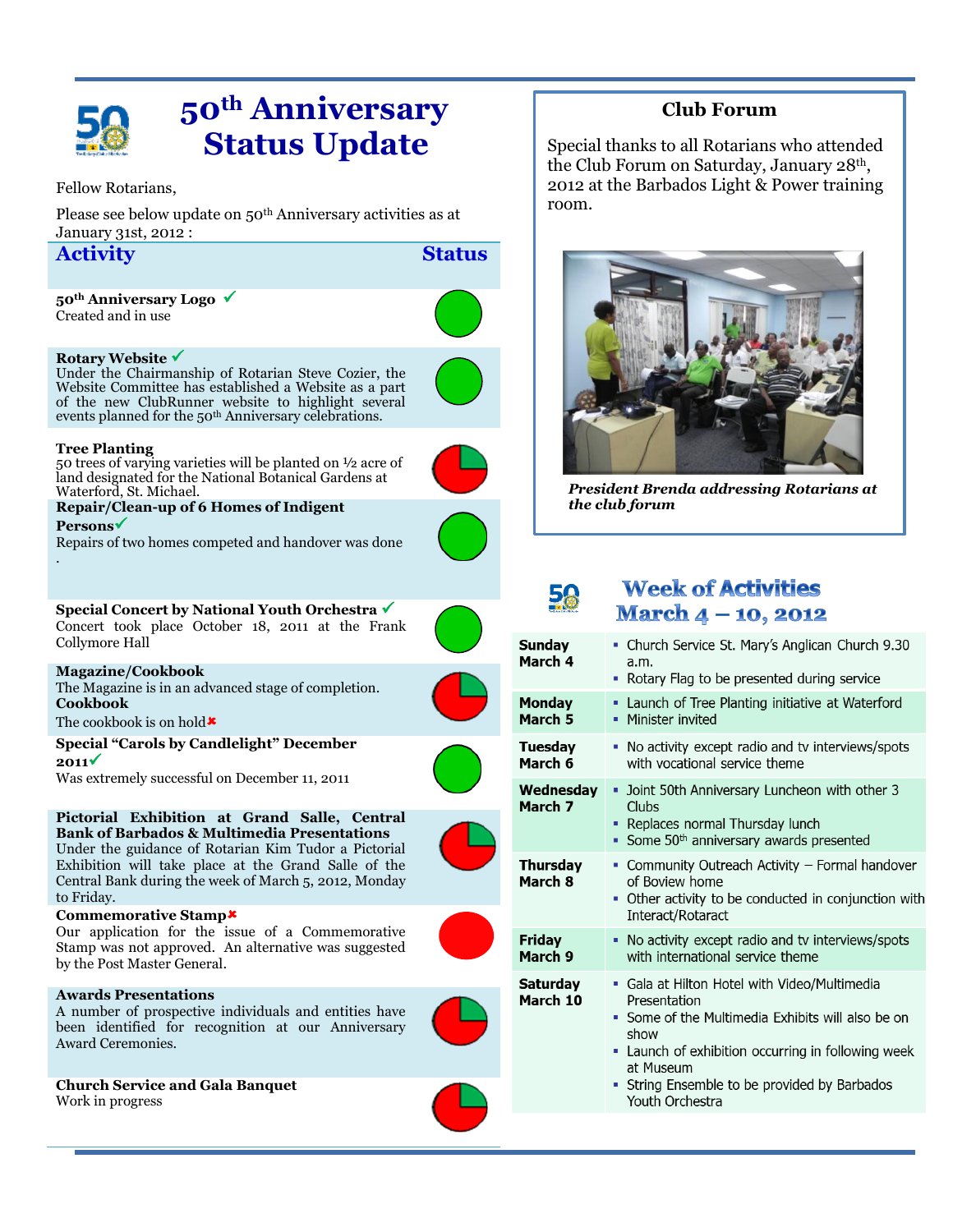# 50th Anniversary Status Update

Fellow Rotarians,

Please see below update on 50th Anniversary activities as at January 31st, 2012 :

| Activity | Status |
|---|---|
| **50th Anniversary Logo** ✓<br>Created and in use | Complete |
| **Rotary Website** ✓<br>Under the Chairmanship of Rotarian Steve Cozier, the Website Committee has established a Website as a part of the new ClubRunner website to highlight several events planned for the 50th Anniversary celebrations. | Complete |
| **Tree Planting**<br>50 trees of varying varieties will be planted on ½ acre of land designated for the National Botanical Gardens at Waterford, St. Michael. | In progress |
| **Repair/Clean-up of 6 Homes of Indigent Persons** ✓<br>Repairs of two homes competed and handover was done . | Complete |
| **Special Concert by National Youth Orchestra** ✓<br>Concert took place October 18, 2011 at the Frank Collymore Hall | Complete |
| **Magazine/Cookbook**<br>The Magazine is in an advanced stage of completion.<br>**Cookbook**<br>The cookbook is on hold ✖ | In progress |
| **Special "Carols by Candlelight" December 2011** ✓<br>Was extremely successful on December 11, 2011 | Complete |
| **Pictorial Exhibition at Grand Salle, Central Bank of Barbados & Multimedia Presentations**<br>Under the guidance of Rotarian Kim Tudor a Pictorial Exhibition will take place at the Grand Salle of the Central Bank during the week of March 5, 2012, Monday to Friday. | In progress |
| **Commemorative Stamp** ✖<br>Our application for the issue of a Commemorative Stamp was not approved. An alternative was suggested by the Post Master General. | Not approved |
| **Awards Presentations**<br>A number of prospective individuals and entities have been identified for recognition at our Anniversary Award Ceremonies. | In progress |
| **Church Service and Gala Banquet**<br>Work in progress | In progress |

## Club Forum

Special thanks to all Rotarians who attended the Club Forum on Saturday, January 28th, 2012 at the Barbados Light & Power training room.

*President Brenda addressing Rotarians at the club forum*

## Week of Activities March 4 – 10, 2012

| Day | Activities |
|---|---|
| **Sunday March 4** | • Church Service St. Mary's Anglican Church 9.30 a.m.<br>• Rotary Flag to be presented during service |
| **Monday March 5** | • Launch of Tree Planting initiative at Waterford<br>• Minister invited |
| **Tuesday March 6** | • No activity except radio and tv interviews/spots with vocational service theme |
| **Wednesday March 7** | • Joint 50th Anniversary Luncheon with other 3 Clubs<br>• Replaces normal Thursday lunch<br>• Some 50th anniversary awards presented |
| **Thursday March 8** | • Community Outreach Activity – Formal handover of Boview home<br>• Other activity to be conducted in conjunction with Interact/Rotaract |
| **Friday March 9** | • No activity except radio and tv interviews/spots with international service theme |
| **Saturday March 10** | • Gala at Hilton Hotel with Video/Multimedia Presentation<br>• Some of the Multimedia Exhibits will also be on show<br>• Launch of exhibition occurring in following week at Museum<br>• String Ensemble to be provided by Barbados Youth Orchestra |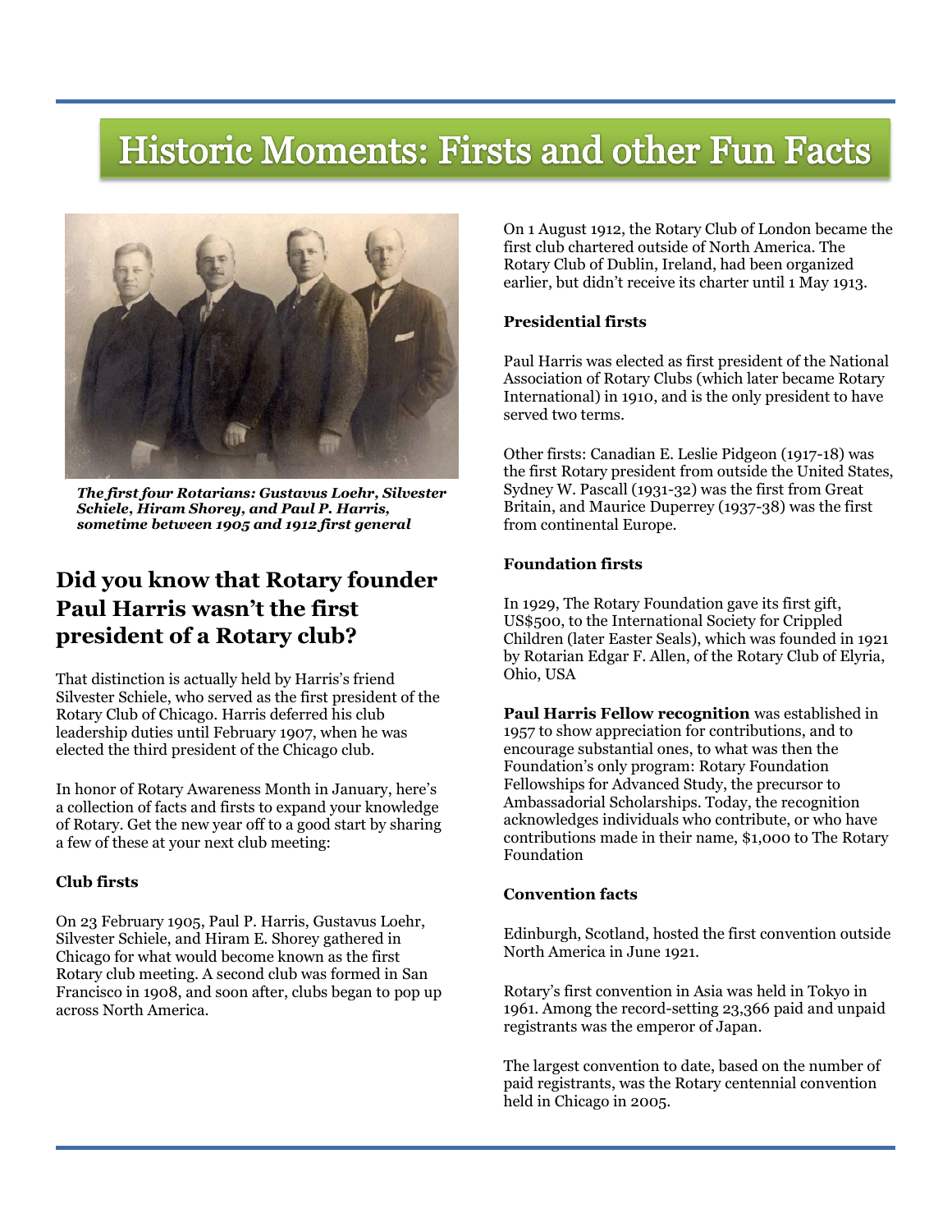# Historic Moments: Firsts and other Fun Facts

*The first four Rotarians: Gustavus Loehr, Silvester Schiele, Hiram Shorey, and Paul P. Harris, sometime between 1905 and 1912 first general*

## Did you know that Rotary founder Paul Harris wasn't the first president of a Rotary club?

That distinction is actually held by Harris's friend Silvester Schiele, who served as the first president of the Rotary Club of Chicago. Harris deferred his club leadership duties until February 1907, when he was elected the third president of the Chicago club.

In honor of Rotary Awareness Month in January, here's a collection of facts and firsts to expand your knowledge of Rotary. Get the new year off to a good start by sharing a few of these at your next club meeting:

**Club firsts**

On 23 February 1905, Paul P. Harris, Gustavus Loehr, Silvester Schiele, and Hiram E. Shorey gathered in Chicago for what would become known as the first Rotary club meeting. A second club was formed in San Francisco in 1908, and soon after, clubs began to pop up across North America.

On 1 August 1912, the Rotary Club of London became the first club chartered outside of North America. The Rotary Club of Dublin, Ireland, had been organized earlier, but didn't receive its charter until 1 May 1913.

**Presidential firsts**

Paul Harris was elected as first president of the National Association of Rotary Clubs (which later became Rotary International) in 1910, and is the only president to have served two terms.

Other firsts: Canadian E. Leslie Pidgeon (1917-18) was the first Rotary president from outside the United States, Sydney W. Pascall (1931-32) was the first from Great Britain, and Maurice Duperrey (1937-38) was the first from continental Europe.

**Foundation firsts**

In 1929, The Rotary Foundation gave its first gift, US$500, to the International Society for Crippled Children (later Easter Seals), which was founded in 1921 by Rotarian Edgar F. Allen, of the Rotary Club of Elyria, Ohio, USA

**Paul Harris Fellow recognition** was established in 1957 to show appreciation for contributions, and to encourage substantial ones, to what was then the Foundation's only program: Rotary Foundation Fellowships for Advanced Study, the precursor to Ambassadorial Scholarships. Today, the recognition acknowledges individuals who contribute, or who have contributions made in their name, $1,000 to The Rotary Foundation

**Convention facts**

Edinburgh, Scotland, hosted the first convention outside North America in June 1921.

Rotary's first convention in Asia was held in Tokyo in 1961. Among the record-setting 23,366 paid and unpaid registrants was the emperor of Japan.

The largest convention to date, based on the number of paid registrants, was the Rotary centennial convention held in Chicago in 2005.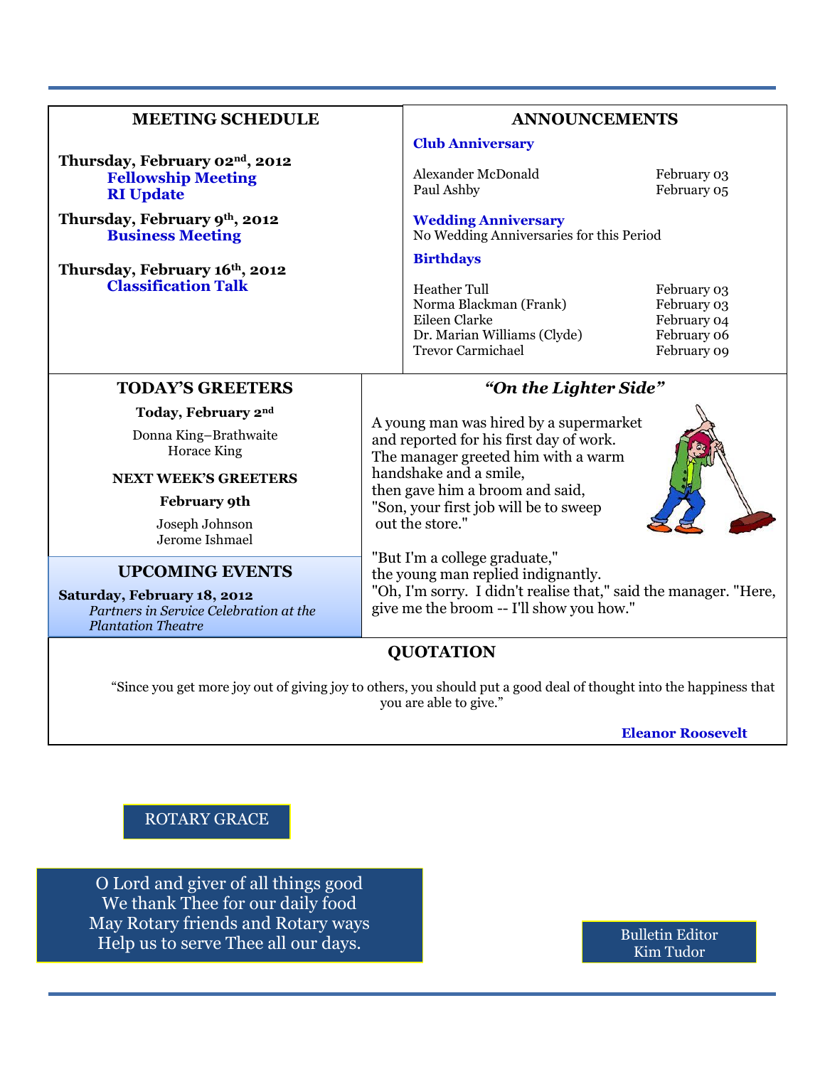## MEETING SCHEDULE

**Thursday, February 02nd, 2012**
**Fellowship Meeting**
**RI Update**

**Thursday, February 9th, 2012**
**Business Meeting**

**Thursday, February 16th, 2012**
**Classification Talk**

## ANNOUNCEMENTS

### Club Anniversary

| | |
|---|---|
| Alexander McDonald | February 03 |
| Paul Ashby | February 05 |

### Wedding Anniversary

No Wedding Anniversaries for this Period

### Birthdays

| | |
|---|---|
| Heather Tull | February 03 |
| Norma Blackman (Frank) | February 03 |
| Eileen Clarke | February 04 |
| Dr. Marian Williams (Clyde) | February 06 |
| Trevor Carmichael | February 09 |

## TODAY'S GREETERS

**Today, February 2nd**

Donna King–Brathwaite
Horace King

**NEXT WEEK'S GREETERS**

**February 9th**

Joseph Johnson
Jerome Ishmael

## UPCOMING EVENTS

**Saturday, February 18, 2012**
*Partners in Service Celebration at the Plantation Theatre*

## *"On the Lighter Side"*

A young man was hired by a supermarket and reported for his first day of work. The manager greeted him with a warm handshake and a smile, then gave him a broom and said, "Son, your first job will be to sweep out the store."

"But I'm a college graduate," the young man replied indignantly.
"Oh, I'm sorry. I didn't realise that," said the manager. "Here, give me the broom -- I'll show you how."

## QUOTATION

"Since you get more joy out of giving joy to others, you should put a good deal of thought into the happiness that you are able to give."

**Eleanor Roosevelt**

ROTARY GRACE

O Lord and giver of all things good
We thank Thee for our daily food
May Rotary friends and Rotary ways
Help us to serve Thee all our days.

Bulletin Editor
Kim Tudor